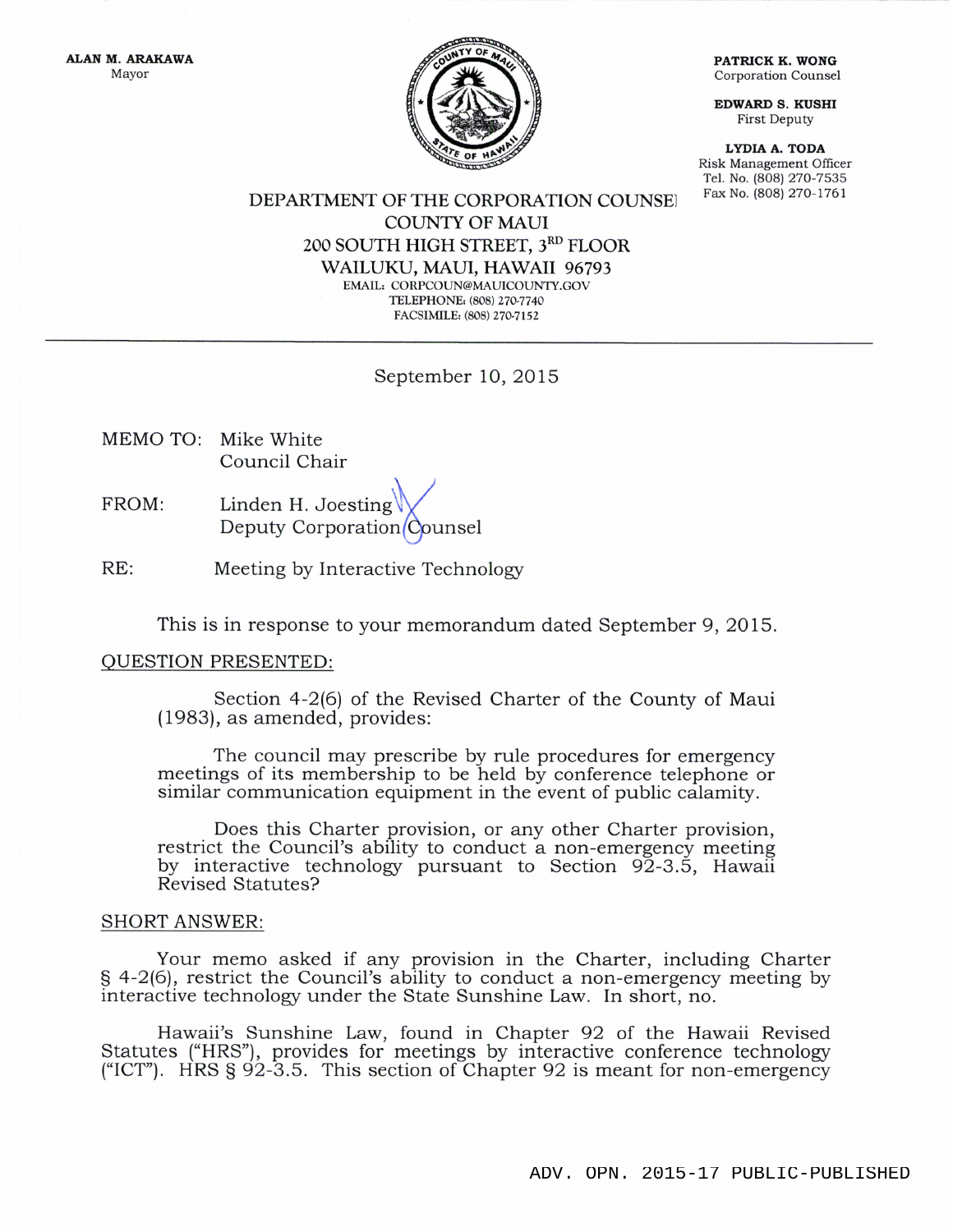ALAN M. ARAKAWA
Mayor

PATRICK K. WONG
Corporation Counsel

EDWARD S. KUSHI
First Deputy

LYDIA A. TODA
Risk Management Officer
Tel. No. (808) 270-7535
Fax No. (808) 270-1761

DEPARTMENT OF THE CORPORATION COUNSEL
COUNTY OF MAUI
200 SOUTH HIGH STREET, 3RD FLOOR
WAILUKU, MAUI, HAWAII 96793
EMAIL: CORPCOUN@MAUICOUNTY.GOV
TELEPHONE: (808) 270-7740
FACSIMILE: (808) 270-7152

---

September 10, 2015

MEMO TO: Mike White
Council Chair

FROM: Linden H. Joesting
Deputy Corporation Counsel

RE: Meeting by Interactive Technology

This is in response to your memorandum dated September 9, 2015.

QUESTION PRESENTED:

Section 4-2(6) of the Revised Charter of the County of Maui (1983), as amended, provides:

> The council may prescribe by rule procedures for emergency meetings of its membership to be held by conference telephone or similar communication equipment in the event of public calamity.

Does this Charter provision, or any other Charter provision, restrict the Council's ability to conduct a non-emergency meeting by interactive technology pursuant to Section 92-3.5, Hawaii Revised Statutes?

SHORT ANSWER:

Your memo asked if any provision in the Charter, including Charter § 4-2(6), restrict the Council's ability to conduct a non-emergency meeting by interactive technology under the State Sunshine Law. In short, no.

Hawaii's Sunshine Law, found in Chapter 92 of the Hawaii Revised Statutes ("HRS"), provides for meetings by interactive conference technology ("ICT"). HRS § 92-3.5. This section of Chapter 92 is meant for non-emergency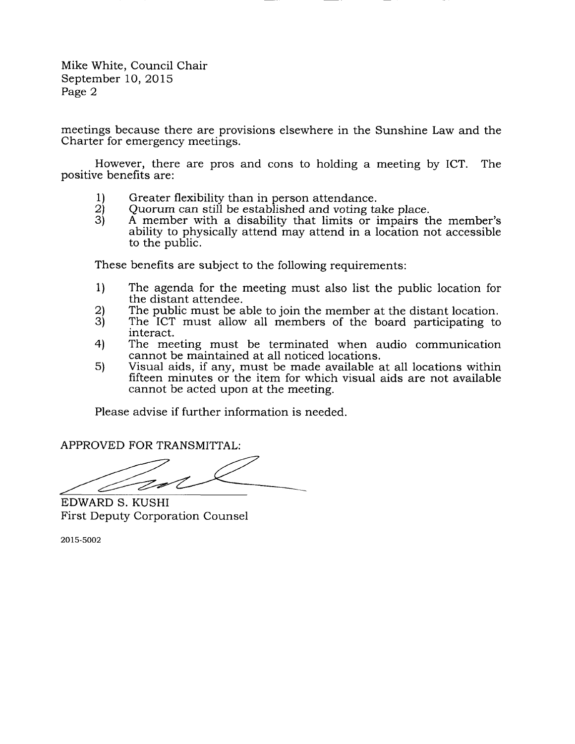Mike White, Council Chair
September 10, 2015
Page 2

meetings because there are provisions elsewhere in the Sunshine Law and the Charter for emergency meetings.

However, there are pros and cons to holding a meeting by ICT. The positive benefits are:

1) Greater flexibility than in person attendance.
2) Quorum can still be established and voting take place.
3) A member with a disability that limits or impairs the member's ability to physically attend may attend in a location not accessible to the public.

These benefits are subject to the following requirements:

1) The agenda for the meeting must also list the public location for the distant attendee.
2) The public must be able to join the member at the distant location.
3) The ICT must allow all members of the board participating to interact.
4) The meeting must be terminated when audio communication cannot be maintained at all noticed locations.
5) Visual aids, if any, must be made available at all locations within fifteen minutes or the item for which visual aids are not available cannot be acted upon at the meeting.

Please advise if further information is needed.

APPROVED FOR TRANSMITTAL:

EDWARD S. KUSHI
First Deputy Corporation Counsel

2015-5002